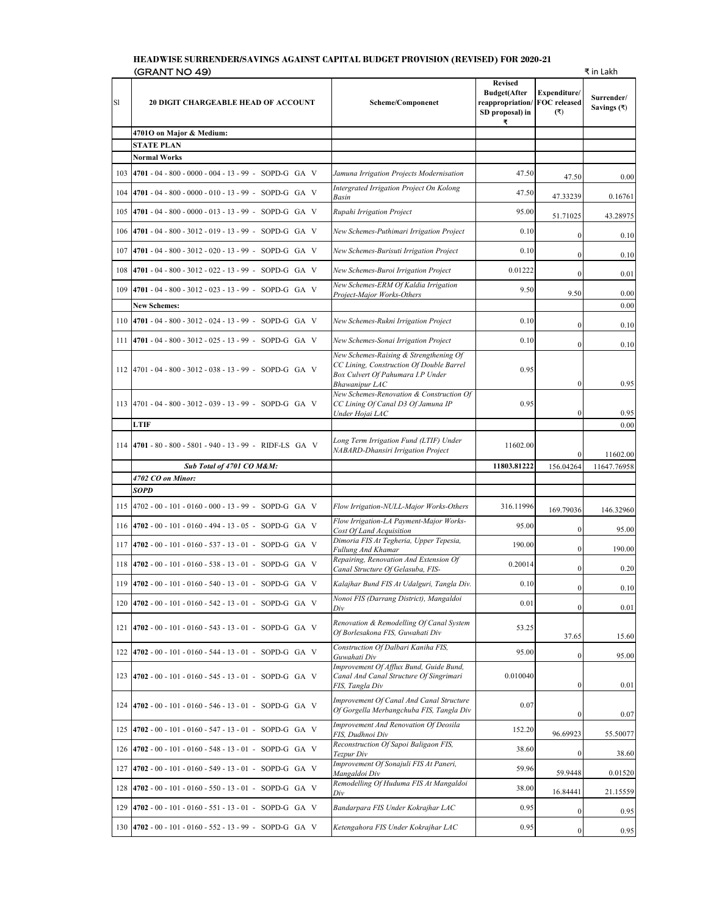## HEADWISE SURRENDER/SAVINGS AGAINST CAPITAL BUDGET PROVISION (REVISED) FOR 2020-21

(GRANT NO 49) ₹ in Lakh

| Sl | 20 DIGIT CHARGEABLE HEAD OF ACCOUNT | Scheme/Componenet | Revised Budget(After reappropriation/ SD proposal) in ₹ | Expenditure/ FOC released (₹) | Surrender/ Savings (₹) |
|---|---|---|---|---|---|
| | **4701O on Major & Medium:** | | | | |
| | **STATE PLAN** | | | | |
| | **Normal Works** | | | | |
| 103 | **4701** - 04 - 800 - 0000 - 004 - 13 - 99 - SOPD-G GA V | *Jamuna Irrigation Projects Modernisation* | 47.50 | 47.50 | 0.00 |
| 104 | **4701** - 04 - 800 - 0000 - 010 - 13 - 99 - SOPD-G GA V | *Intergrated Irrigation Project On Kolong Basin* | 47.50 | 47.33239 | 0.16761 |
| 105 | **4701** - 04 - 800 - 0000 - 013 - 13 - 99 - SOPD-G GA V | *Rupahi Irrigation Project* | 95.00 | 51.71025 | 43.28975 |
| 106 | **4701** - 04 - 800 - 3012 - 019 - 13 - 99 - SOPD-G GA V | *New Schemes-Puthimari Irrigation Project* | 0.10 | 0 | 0.10 |
| 107 | **4701** - 04 - 800 - 3012 - 020 - 13 - 99 - SOPD-G GA V | *New Schemes-Burisuti Irrigation Project* | 0.10 | 0 | 0.10 |
| 108 | **4701** - 04 - 800 - 3012 - 022 - 13 - 99 - SOPD-G GA V | *New Schemes-Buroi Irrigation Project* | 0.01222 | 0 | 0.01 |
| 109 | **4701** - 04 - 800 - 3012 - 023 - 13 - 99 - SOPD-G GA V | *New Schemes-ERM Of Kaldia Irrigation Project-Major Works-Others* | 9.50 | 9.50 | 0.00 |
| | **New Schemes:** | | | | 0.00 |
| 110 | **4701** - 04 - 800 - 3012 - 024 - 13 - 99 - SOPD-G GA V | *New Schemes-Rukni Irrigation Project* | 0.10 | 0 | 0.10 |
| 111 | **4701** - 04 - 800 - 3012 - 025 - 13 - 99 - SOPD-G GA V | *New Schemes-Sonai Irrigation Project* | 0.10 | 0 | 0.10 |
| 112 | 4701 - 04 - 800 - 3012 - 038 - 13 - 99 - SOPD-G GA V | *New Schemes-Raising & Strengthening Of CC Lining, Construction Of Double Barrel Box Culvert Of Pahumara I.P Under Bhawanipur LAC* | 0.95 | 0 | 0.95 |
| 113 | 4701 - 04 - 800 - 3012 - 039 - 13 - 99 - SOPD-G GA V | *New Schemes-Renovation & Construction Of CC Lining Of Canal D3 Of Jamuna IP Under Hojai LAC* | 0.95 | 0 | 0.95 |
| | **LTIF** | | | | 0.00 |
| 114 | **4701** - 80 - 800 - 5801 - 940 - 13 - 99 - RIDF-LS GA V | *Long Term Irrigation Fund (LTIF) Under NABARD-Dhansiri Irrigation Project* | 11602.00 | 0 | 11602.00 |
| | ***Sub Total of 4701 CO M&M:*** | | **11803.81222** | **156.04264** | **11647.76958** |
| | ***4702 CO on Minor:*** | | | | |
| | ***SOPD*** | | | | |
| 115 | 4702 - 00 - 101 - 0160 - 000 - 13 - 99 - SOPD-G GA V | *Flow Irrigation-NULL-Major Works-Others* | 316.11996 | 169.79036 | 146.32960 |
| 116 | **4702** - 00 - 101 - 0160 - 494 - 13 - 05 - SOPD-G GA V | *Flow Irrigation-LA Payment-Major Works-Cost Of Land Acquisition* | 95.00 | 0 | 95.00 |
| 117 | **4702** - 00 - 101 - 0160 - 537 - 13 - 01 - SOPD-G GA V | *Dimoria FIS At Tegheria, Upper Tepesia, Fullung And Khamar* | 190.00 | 0 | 190.00 |
| 118 | **4702** - 00 - 101 - 0160 - 538 - 13 - 01 - SOPD-G GA V | *Repairing, Renovation And Extension Of Canal Structure Of Gelasuba, FIS-* | 0.20014 | 0 | 0.20 |
| 119 | **4702** - 00 - 101 - 0160 - 540 - 13 - 01 - SOPD-G GA V | *Kalajhar Bund FIS At Udalguri, Tangla Div.* | 0.10 | 0 | 0.10 |
| 120 | **4702** - 00 - 101 - 0160 - 542 - 13 - 01 - SOPD-G GA V | *Nonoi FIS (Darrang District), Mangaldoi Div* | 0.01 | 0 | 0.01 |
| 121 | **4702** - 00 - 101 - 0160 - 543 - 13 - 01 - SOPD-G GA V | *Renovation & Remodelling Of Canal System Of Borlesakona FIS, Guwahati Div* | 53.25 | 37.65 | 15.60 |
| 122 | **4702** - 00 - 101 - 0160 - 544 - 13 - 01 - SOPD-G GA V | *Construction Of Dalbari Kaniha FIS, Guwahati Div* | 95.00 | 0 | 95.00 |
| 123 | **4702** - 00 - 101 - 0160 - 545 - 13 - 01 - SOPD-G GA V | *Improvement Of Afflux Bund, Guide Bund, Canal And Canal Structure Of Singrimari FIS, Tangla Div* | 0.010040 | 0 | 0.01 |
| 124 | **4702** - 00 - 101 - 0160 - 546 - 13 - 01 - SOPD-G GA V | *Improvement Of Canal And Canal Structure Of Gorgella Merbangchuba FIS, Tangla Div* | 0.07 | 0 | 0.07 |
| 125 | **4702** - 00 - 101 - 0160 - 547 - 13 - 01 - SOPD-G GA V | *Improvement And Renovation Of Deosila FIS, Dudhnoi Div* | 152.20 | 96.69923 | 55.50077 |
| 126 | **4702** - 00 - 101 - 0160 - 548 - 13 - 01 - SOPD-G GA V | *Reconstruction Of Sapoi Baligaon FIS, Tezpur Div* | 38.60 | 0 | 38.60 |
| 127 | **4702** - 00 - 101 - 0160 - 549 - 13 - 01 - SOPD-G GA V | *Improvement Of Sonajuli FIS At Paneri, Mangaldoi Div* | 59.96 | 59.9448 | 0.01520 |
| 128 | **4702** - 00 - 101 - 0160 - 550 - 13 - 01 - SOPD-G GA V | *Remodelling Of Huduma FIS At Mangaldoi Div* | 38.00 | 16.84441 | 21.15559 |
| 129 | **4702** - 00 - 101 - 0160 - 551 - 13 - 01 - SOPD-G GA V | *Bandarpara FIS Under Kokrajhar LAC* | 0.95 | 0 | 0.95 |
| 130 | **4702** - 00 - 101 - 0160 - 552 - 13 - 99 - SOPD-G GA V | *Ketengahora FIS Under Kokrajhar LAC* | 0.95 | 0 | 0.95 |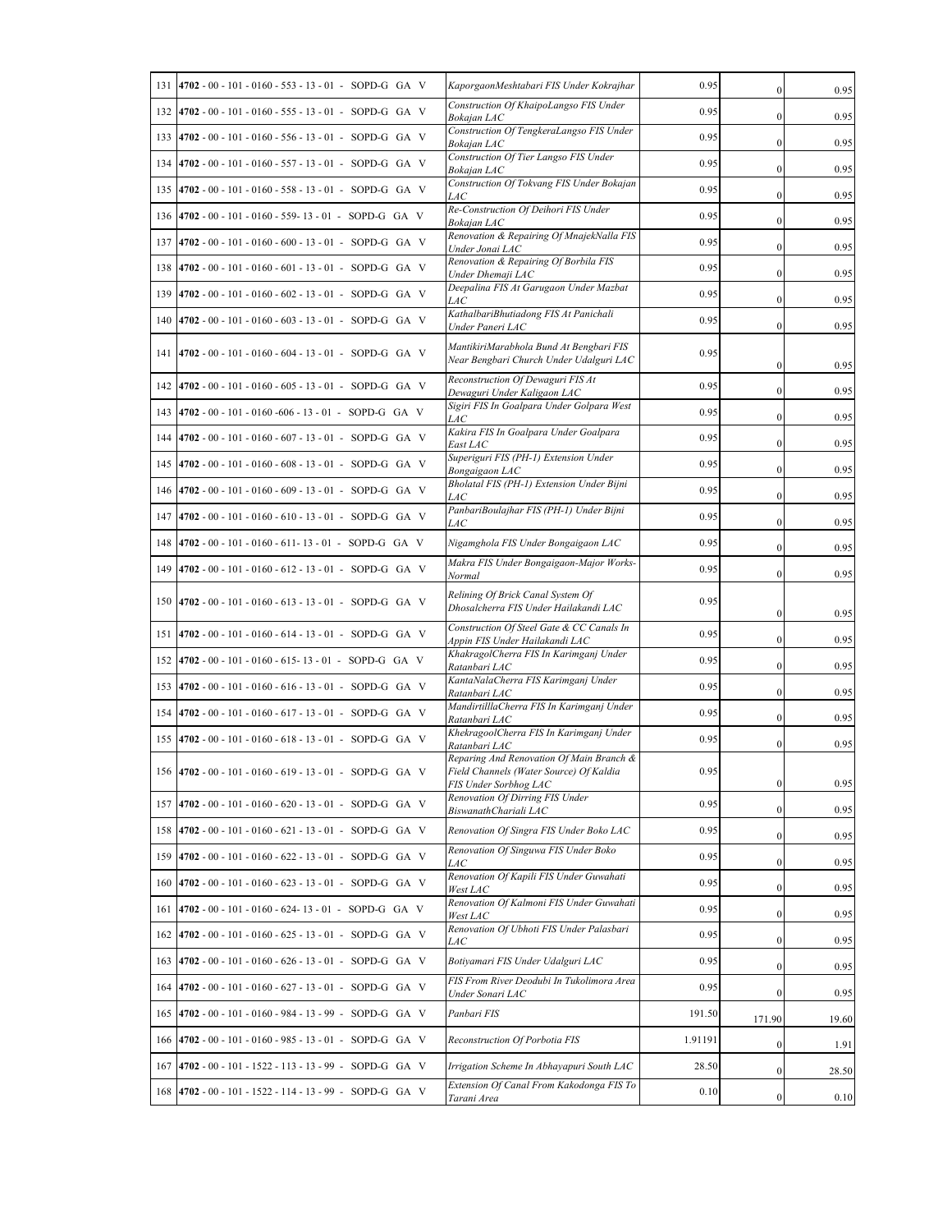| | | | | | |
|---|---|---|---|---|---|
| 131 | **4702** - 00 - 101 - 0160 - 553 - 13 - 01 - SOPD-G GA V | *KaporgaonMeshtabari FIS Under Kokrajhar* | 0.95 | 0 | 0.95 |
| 132 | **4702** - 00 - 101 - 0160 - 555 - 13 - 01 - SOPD-G GA V | *Construction Of KhaipoLangso FIS Under Bokajan LAC* | 0.95 | 0 | 0.95 |
| 133 | **4702** - 00 - 101 - 0160 - 556 - 13 - 01 - SOPD-G GA V | *Construction Of TengkeraLangso FIS Under Bokajan LAC* | 0.95 | 0 | 0.95 |
| 134 | **4702** - 00 - 101 - 0160 - 557 - 13 - 01 - SOPD-G GA V | *Construction Of Tier Langso FIS Under Bokajan LAC* | 0.95 | 0 | 0.95 |
| 135 | **4702** - 00 - 101 - 0160 - 558 - 13 - 01 - SOPD-G GA V | *Construction Of Tokvang FIS Under Bokajan LAC* | 0.95 | 0 | 0.95 |
| 136 | **4702** - 00 - 101 - 0160 - 559- 13 - 01 - SOPD-G GA V | *Re-Construction Of Deihori FIS Under Bokajan LAC* | 0.95 | 0 | 0.95 |
| 137 | **4702** - 00 - 101 - 0160 - 600 - 13 - 01 - SOPD-G GA V | *Renovation & Repairing Of MnajekNalla FIS Under Jonai LAC* | 0.95 | 0 | 0.95 |
| 138 | **4702** - 00 - 101 - 0160 - 601 - 13 - 01 - SOPD-G GA V | *Renovation & Repairing Of Borbila FIS Under Dhemaji LAC* | 0.95 | 0 | 0.95 |
| 139 | **4702** - 00 - 101 - 0160 - 602 - 13 - 01 - SOPD-G GA V | *Deepalina FIS At Garugaon Under Mazbat LAC* | 0.95 | 0 | 0.95 |
| 140 | **4702** - 00 - 101 - 0160 - 603 - 13 - 01 - SOPD-G GA V | *KathalbariBhutiadong FIS At Panichali Under Paneri LAC* | 0.95 | 0 | 0.95 |
| 141 | **4702** - 00 - 101 - 0160 - 604 - 13 - 01 - SOPD-G GA V | *MantikiriMarabhola Bund At Bengbari FIS Near Bengbari Church Under Udalguri LAC* | 0.95 | 0 | 0.95 |
| 142 | **4702** - 00 - 101 - 0160 - 605 - 13 - 01 - SOPD-G GA V | *Reconstruction Of Dewaguri FIS At Dewaguri Under Kaligaon LAC* | 0.95 | 0 | 0.95 |
| 143 | **4702** - 00 - 101 - 0160 -606 - 13 - 01 - SOPD-G GA V | *Sigiri FIS In Goalpara Under Golpara West LAC* | 0.95 | 0 | 0.95 |
| 144 | **4702** - 00 - 101 - 0160 - 607 - 13 - 01 - SOPD-G GA V | *Kakira FIS In Goalpara Under Goalpara East LAC* | 0.95 | 0 | 0.95 |
| 145 | **4702** - 00 - 101 - 0160 - 608 - 13 - 01 - SOPD-G GA V | *Superiguri FIS (PH-1) Extension Under Bongaigaon LAC* | 0.95 | 0 | 0.95 |
| 146 | **4702** - 00 - 101 - 0160 - 609 - 13 - 01 - SOPD-G GA V | *Bholatal FIS (PH-1) Extension Under Bijni LAC* | 0.95 | 0 | 0.95 |
| 147 | **4702** - 00 - 101 - 0160 - 610 - 13 - 01 - SOPD-G GA V | *PanbariBoulajhar FIS (PH-1) Under Bijni LAC* | 0.95 | 0 | 0.95 |
| 148 | **4702** - 00 - 101 - 0160 - 611- 13 - 01 - SOPD-G GA V | *Nigamghola FIS Under Bongaigaon LAC* | 0.95 | 0 | 0.95 |
| 149 | **4702** - 00 - 101 - 0160 - 612 - 13 - 01 - SOPD-G GA V | *Makra FIS Under Bongaigaon-Major Works-Normal* | 0.95 | 0 | 0.95 |
| 150 | **4702** - 00 - 101 - 0160 - 613 - 13 - 01 - SOPD-G GA V | *Relining Of Brick Canal System Of Dhosalcherra FIS Under Hailakandi LAC* | 0.95 | 0 | 0.95 |
| 151 | **4702** - 00 - 101 - 0160 - 614 - 13 - 01 - SOPD-G GA V | *Construction Of Steel Gate & CC Canals In Appin FIS Under Hailakandi LAC* | 0.95 | 0 | 0.95 |
| 152 | **4702** - 00 - 101 - 0160 - 615- 13 - 01 - SOPD-G GA V | *KhakragolCherra FIS In Karimganj Under Ratanbari LAC* | 0.95 | 0 | 0.95 |
| 153 | **4702** - 00 - 101 - 0160 - 616 - 13 - 01 - SOPD-G GA V | *KantaNalaCherra FIS Karimganj Under Ratanbari LAC* | 0.95 | 0 | 0.95 |
| 154 | **4702** - 00 - 101 - 0160 - 617 - 13 - 01 - SOPD-G GA V | *MandirtilllaCherra FIS In Karimganj Under Ratanbari LAC* | 0.95 | 0 | 0.95 |
| 155 | **4702** - 00 - 101 - 0160 - 618 - 13 - 01 - SOPD-G GA V | *KhekragoolCherra FIS In Karimganj Under Ratanbari LAC* | 0.95 | 0 | 0.95 |
| 156 | **4702** - 00 - 101 - 0160 - 619 - 13 - 01 - SOPD-G GA V | *Reparing And Renovation Of Main Branch & Field Channels (Water Source) Of Kaldia FIS Under Sorbhog LAC* | 0.95 | 0 | 0.95 |
| 157 | **4702** - 00 - 101 - 0160 - 620 - 13 - 01 - SOPD-G GA V | *Renovation Of Dirring FIS Under BiswanathChariali LAC* | 0.95 | 0 | 0.95 |
| 158 | **4702** - 00 - 101 - 0160 - 621 - 13 - 01 - SOPD-G GA V | *Renovation Of Singra FIS Under Boko LAC* | 0.95 | 0 | 0.95 |
| 159 | **4702** - 00 - 101 - 0160 - 622 - 13 - 01 - SOPD-G GA V | *Renovation Of Singuwa FIS Under Boko LAC* | 0.95 | 0 | 0.95 |
| 160 | **4702** - 00 - 101 - 0160 - 623 - 13 - 01 - SOPD-G GA V | *Renovation Of Kapili FIS Under Guwahati West LAC* | 0.95 | 0 | 0.95 |
| 161 | **4702** - 00 - 101 - 0160 - 624- 13 - 01 - SOPD-G GA V | *Renovation Of Kalmoni FIS Under Guwahati West LAC* | 0.95 | 0 | 0.95 |
| 162 | **4702** - 00 - 101 - 0160 - 625 - 13 - 01 - SOPD-G GA V | *Renovation Of Ubhoti FIS Under Palasbari LAC* | 0.95 | 0 | 0.95 |
| 163 | **4702** - 00 - 101 - 0160 - 626 - 13 - 01 - SOPD-G GA V | *Botiyamari FIS Under Udalguri LAC* | 0.95 | 0 | 0.95 |
| 164 | **4702** - 00 - 101 - 0160 - 627 - 13 - 01 - SOPD-G GA V | *FIS From River Deodubi In Tukolimora Area Under Sonari LAC* | 0.95 | 0 | 0.95 |
| 165 | **4702** - 00 - 101 - 0160 - 984 - 13 - 99 - SOPD-G GA V | *Panbari FIS* | 191.50 | 171.90 | 19.60 |
| 166 | **4702** - 00 - 101 - 0160 - 985 - 13 - 01 - SOPD-G GA V | *Reconstruction Of Porbotia FIS* | 1.91191 | 0 | 1.91 |
| 167 | **4702** - 00 - 101 - 1522 - 113 - 13 - 99 - SOPD-G GA V | *Irrigation Scheme In Abhayapuri South LAC* | 28.50 | 0 | 28.50 |
| 168 | **4702** - 00 - 101 - 1522 - 114 - 13 - 99 - SOPD-G GA V | *Extension Of Canal From Kakodonga FIS To Tarani Area* | 0.10 | 0 | 0.10 |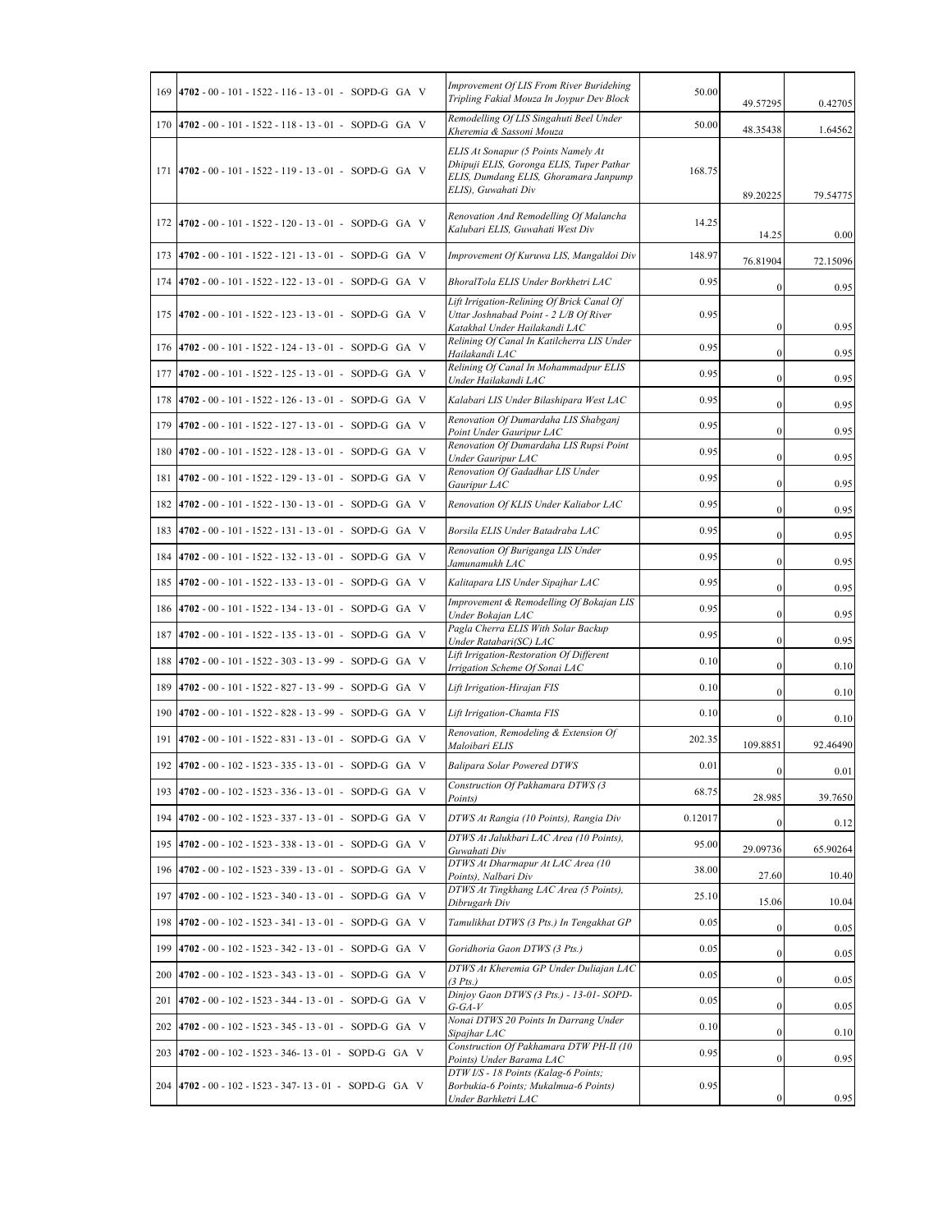| | | | | | |
|---|---|---|---|---|---|
| 169 | **4702** - 00 - 101 - 1522 - 116 - 13 - 01 - SOPD-G GA V | *Improvement Of LIS From River Buridehing Tripling Fakial Mouza In Joypur Dev Block* | 50.00 | 49.57295 | 0.42705 |
| 170 | **4702** - 00 - 101 - 1522 - 118 - 13 - 01 - SOPD-G GA V | *Remodelling Of LIS Singahuti Beel Under Kheremia & Sassoni Mouza* | 50.00 | 48.35438 | 1.64562 |
| 171 | **4702** - 00 - 101 - 1522 - 119 - 13 - 01 - SOPD-G GA V | *ELIS At Sonapur (5 Points Namely At Dhipuji ELIS, Goronga ELIS, Tuper Pathar ELIS, Dumdang ELIS, Ghoramara Janpump ELIS), Guwahati Div* | 168.75 | 89.20225 | 79.54775 |
| 172 | **4702** - 00 - 101 - 1522 - 120 - 13 - 01 - SOPD-G GA V | *Renovation And Remodelling Of Malancha Kalubari ELIS, Guwahati West Div* | 14.25 | 14.25 | 0.00 |
| 173 | **4702** - 00 - 101 - 1522 - 121 - 13 - 01 - SOPD-G GA V | *Improvement Of Kuruwa LIS, Mangaldoi Div* | 148.97 | 76.81904 | 72.15096 |
| 174 | **4702** - 00 - 101 - 1522 - 122 - 13 - 01 - SOPD-G GA V | *BhoralTola ELIS Under Borkhetri LAC* | 0.95 | 0 | 0.95 |
| 175 | **4702** - 00 - 101 - 1522 - 123 - 13 - 01 - SOPD-G GA V | *Lift Irrigation-Relining Of Brick Canal Of Uttar Joshnabad Point - 2 L/B Of River Katakhal Under Hailakandi LAC* | 0.95 | 0 | 0.95 |
| 176 | **4702** - 00 - 101 - 1522 - 124 - 13 - 01 - SOPD-G GA V | *Relining Of Canal In Katilcherra LIS Under Hailakandi LAC* | 0.95 | 0 | 0.95 |
| 177 | **4702** - 00 - 101 - 1522 - 125 - 13 - 01 - SOPD-G GA V | *Relining Of Canal In Mohammadpur ELIS Under Hailakandi LAC* | 0.95 | 0 | 0.95 |
| 178 | **4702** - 00 - 101 - 1522 - 126 - 13 - 01 - SOPD-G GA V | *Kalabari LIS Under Bilashipara West LAC* | 0.95 | 0 | 0.95 |
| 179 | **4702** - 00 - 101 - 1522 - 127 - 13 - 01 - SOPD-G GA V | *Renovation Of Dumardaha LIS Shabganj Point Under Gauripur LAC* | 0.95 | 0 | 0.95 |
| 180 | **4702** - 00 - 101 - 1522 - 128 - 13 - 01 - SOPD-G GA V | *Renovation Of Dumardaha LIS Rupsi Point Under Gauripur LAC* | 0.95 | 0 | 0.95 |
| 181 | **4702** - 00 - 101 - 1522 - 129 - 13 - 01 - SOPD-G GA V | *Renovation Of Gadadhar LIS Under Gauripur LAC* | 0.95 | 0 | 0.95 |
| 182 | **4702** - 00 - 101 - 1522 - 130 - 13 - 01 - SOPD-G GA V | *Renovation Of KLIS Under Kaliabor LAC* | 0.95 | 0 | 0.95 |
| 183 | **4702** - 00 - 101 - 1522 - 131 - 13 - 01 - SOPD-G GA V | *Borsila ELIS Under Batadraba LAC* | 0.95 | 0 | 0.95 |
| 184 | **4702** - 00 - 101 - 1522 - 132 - 13 - 01 - SOPD-G GA V | *Renovation Of Buriganga LIS Under Jamunamukh LAC* | 0.95 | 0 | 0.95 |
| 185 | **4702** - 00 - 101 - 1522 - 133 - 13 - 01 - SOPD-G GA V | *Kalitapara LIS Under Sipajhar LAC* | 0.95 | 0 | 0.95 |
| 186 | **4702** - 00 - 101 - 1522 - 134 - 13 - 01 - SOPD-G GA V | *Improvement & Remodelling Of Bokajan LIS Under Bokajan LAC* | 0.95 | 0 | 0.95 |
| 187 | **4702** - 00 - 101 - 1522 - 135 - 13 - 01 - SOPD-G GA V | *Pagla Cherra ELIS With Solar Backup Under Ratabari(SC) LAC* | 0.95 | 0 | 0.95 |
| 188 | **4702** - 00 - 101 - 1522 - 303 - 13 - 99 - SOPD-G GA V | *Lift Irrigation-Restoration Of Different Irrigation Scheme Of Sonai LAC* | 0.10 | 0 | 0.10 |
| 189 | **4702** - 00 - 101 - 1522 - 827 - 13 - 99 - SOPD-G GA V | *Lift Irrigation-Hirajan FIS* | 0.10 | 0 | 0.10 |
| 190 | **4702** - 00 - 101 - 1522 - 828 - 13 - 99 - SOPD-G GA V | *Lift Irrigation-Chamta FIS* | 0.10 | 0 | 0.10 |
| 191 | **4702** - 00 - 101 - 1522 - 831 - 13 - 01 - SOPD-G GA V | *Renovation, Remodeling & Extension Of Maloibari ELIS* | 202.35 | 109.8851 | 92.46490 |
| 192 | **4702** - 00 - 102 - 1523 - 335 - 13 - 01 - SOPD-G GA V | *Balipara Solar Powered DTWS* | 0.01 | 0 | 0.01 |
| 193 | **4702** - 00 - 102 - 1523 - 336 - 13 - 01 - SOPD-G GA V | *Construction Of Pakhamara DTWS (3 Points)* | 68.75 | 28.985 | 39.7650 |
| 194 | **4702** - 00 - 102 - 1523 - 337 - 13 - 01 - SOPD-G GA V | *DTWS At Rangia (10 Points), Rangia Div* | 0.12017 | 0 | 0.12 |
| 195 | **4702** - 00 - 102 - 1523 - 338 - 13 - 01 - SOPD-G GA V | *DTWS At Jalukbari LAC Area (10 Points), Guwahati Div* | 95.00 | 29.09736 | 65.90264 |
| 196 | **4702** - 00 - 102 - 1523 - 339 - 13 - 01 - SOPD-G GA V | *DTWS At Dharmapur At LAC Area (10 Points), Nalbari Div* | 38.00 | 27.60 | 10.40 |
| 197 | **4702** - 00 - 102 - 1523 - 340 - 13 - 01 - SOPD-G GA V | *DTWS At Tingkhang LAC Area (5 Points), Dibrugarh Div* | 25.10 | 15.06 | 10.04 |
| 198 | **4702** - 00 - 102 - 1523 - 341 - 13 - 01 - SOPD-G GA V | *Tamulikhat DTWS (3 Pts.) In Tengakhat GP* | 0.05 | 0 | 0.05 |
| 199 | **4702** - 00 - 102 - 1523 - 342 - 13 - 01 - SOPD-G GA V | *Goridhoria Gaon DTWS (3 Pts.)* | 0.05 | 0 | 0.05 |
| 200 | **4702** - 00 - 102 - 1523 - 343 - 13 - 01 - SOPD-G GA V | *DTWS At Kheremia GP Under Duliajan LAC (3 Pts.)* | 0.05 | 0 | 0.05 |
| 201 | **4702** - 00 - 102 - 1523 - 344 - 13 - 01 - SOPD-G GA V | *Dinjoy Gaon DTWS (3 Pts.) - 13-01- SOPD-G-GA-V* | 0.05 | 0 | 0.05 |
| 202 | **4702** - 00 - 102 - 1523 - 345 - 13 - 01 - SOPD-G GA V | *Nonai DTWS 20 Points In Darrang Under Sipajhar LAC* | 0.10 | 0 | 0.10 |
| 203 | **4702** - 00 - 102 - 1523 - 346- 13 - 01 - SOPD-G GA V | *Construction Of Pakhamara DTW PH-II (10 Points) Under Barama LAC* | 0.95 | 0 | 0.95 |
| 204 | **4702** - 00 - 102 - 1523 - 347- 13 - 01 - SOPD-G GA V | *DTW I/S - 18 Points (Kalag-6 Points; Borbukia-6 Points; Mukalmua-6 Points) Under Barhketri LAC* | 0.95 | 0 | 0.95 |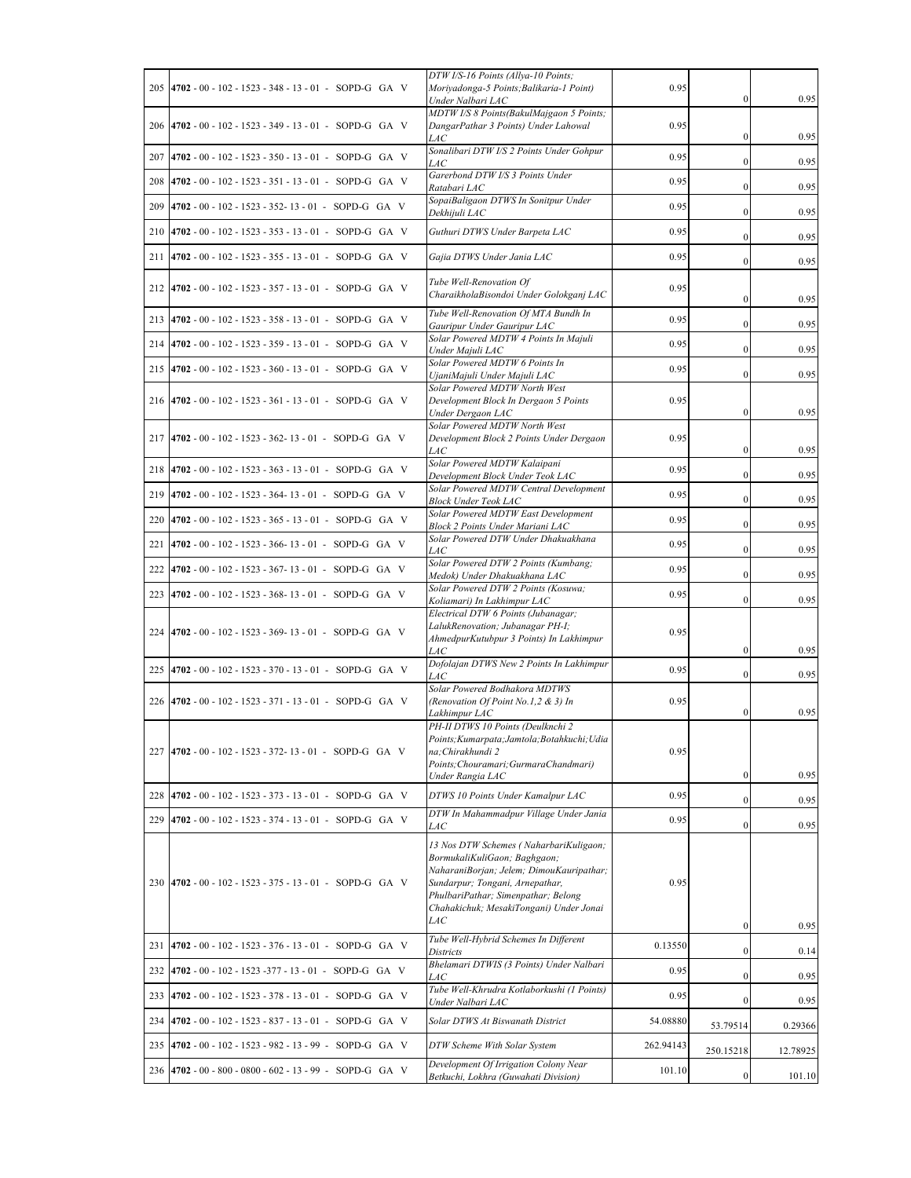| | | | | | |
|---|---|---|---|---|---|
| 205 | 4702 - 00 - 102 - 1523 - 348 - 13 - 01 - SOPD-G GA V | DTW I/S-16 Points (Allya-10 Points; Moriyadonga-5 Points;Balikaria-1 Point) Under Nalbari LAC | 0.95 | 0 | 0.95 |
| 206 | 4702 - 00 - 102 - 1523 - 349 - 13 - 01 - SOPD-G GA V | MDTW I/S 8 Points(BakulMajgaon 5 Points; DangarPathar 3 Points) Under Lahowal LAC | 0.95 | 0 | 0.95 |
| 207 | 4702 - 00 - 102 - 1523 - 350 - 13 - 01 - SOPD-G GA V | Sonalibari DTW I/S 2 Points Under Gohpur LAC | 0.95 | 0 | 0.95 |
| 208 | 4702 - 00 - 102 - 1523 - 351 - 13 - 01 - SOPD-G GA V | Garerbond DTW I/S 3 Points Under Ratabari LAC | 0.95 | 0 | 0.95 |
| 209 | 4702 - 00 - 102 - 1523 - 352- 13 - 01 - SOPD-G GA V | SopaiBaligaon DTWS In Sonitpur Under Dekhijuli LAC | 0.95 | 0 | 0.95 |
| 210 | 4702 - 00 - 102 - 1523 - 353 - 13 - 01 - SOPD-G GA V | Guthuri DTWS Under Barpeta LAC | 0.95 | 0 | 0.95 |
| 211 | 4702 - 00 - 102 - 1523 - 355 - 13 - 01 - SOPD-G GA V | Gajia DTWS Under Jania LAC | 0.95 | 0 | 0.95 |
| 212 | 4702 - 00 - 102 - 1523 - 357 - 13 - 01 - SOPD-G GA V | Tube Well-Renovation Of CharaikholaBisondoi Under Golokganj LAC | 0.95 | 0 | 0.95 |
| 213 | 4702 - 00 - 102 - 1523 - 358 - 13 - 01 - SOPD-G GA V | Tube Well-Renovation Of MTA Bundh In Gauripur Under Gauripur LAC | 0.95 | 0 | 0.95 |
| 214 | 4702 - 00 - 102 - 1523 - 359 - 13 - 01 - SOPD-G GA V | Solar Powered MDTW 4 Points In Majuli Under Majuli LAC | 0.95 | 0 | 0.95 |
| 215 | 4702 - 00 - 102 - 1523 - 360 - 13 - 01 - SOPD-G GA V | Solar Powered MDTW 6 Points In UjaniMajuli Under Majuli LAC | 0.95 | 0 | 0.95 |
| 216 | 4702 - 00 - 102 - 1523 - 361 - 13 - 01 - SOPD-G GA V | Solar Powered MDTW North West Development Block In Dergaon 5 Points Under Dergaon LAC | 0.95 | 0 | 0.95 |
| 217 | 4702 - 00 - 102 - 1523 - 362- 13 - 01 - SOPD-G GA V | Solar Powered MDTW North West Development Block 2 Points Under Dergaon LAC | 0.95 | 0 | 0.95 |
| 218 | 4702 - 00 - 102 - 1523 - 363 - 13 - 01 - SOPD-G GA V | Solar Powered MDTW Kalaipani Development Block Under Teok LAC | 0.95 | 0 | 0.95 |
| 219 | 4702 - 00 - 102 - 1523 - 364- 13 - 01 - SOPD-G GA V | Solar Powered MDTW Central Development Block Under Teok LAC | 0.95 | 0 | 0.95 |
| 220 | 4702 - 00 - 102 - 1523 - 365 - 13 - 01 - SOPD-G GA V | Solar Powered MDTW East Development Block 2 Points Under Mariani LAC | 0.95 | 0 | 0.95 |
| 221 | 4702 - 00 - 102 - 1523 - 366- 13 - 01 - SOPD-G GA V | Solar Powered DTW Under Dhakuakhana LAC | 0.95 | 0 | 0.95 |
| 222 | 4702 - 00 - 102 - 1523 - 367- 13 - 01 - SOPD-G GA V | Solar Powered DTW 2 Points (Kumbang; Medok) Under Dhakuakhana LAC | 0.95 | 0 | 0.95 |
| 223 | 4702 - 00 - 102 - 1523 - 368- 13 - 01 - SOPD-G GA V | Solar Powered DTW 2 Points (Kosuwa; Koliamari) In Lakhimpur LAC | 0.95 | 0 | 0.95 |
| 224 | 4702 - 00 - 102 - 1523 - 369- 13 - 01 - SOPD-G GA V | Electrical DTW 6 Points (Jubanagar; LalukRenovation; Jubanagar PH-I; AhmedpurKutubpur 3 Points) In Lakhimpur LAC | 0.95 | 0 | 0.95 |
| 225 | 4702 - 00 - 102 - 1523 - 370 - 13 - 01 - SOPD-G GA V | Dofolajan DTWS New 2 Points In Lakhimpur LAC | 0.95 | 0 | 0.95 |
| 226 | 4702 - 00 - 102 - 1523 - 371 - 13 - 01 - SOPD-G GA V | Solar Powered Bodhakora MDTWS (Renovation Of Point No.1,2 & 3) In Lakhimpur LAC | 0.95 | 0 | 0.95 |
| 227 | 4702 - 00 - 102 - 1523 - 372- 13 - 01 - SOPD-G GA V | PH-II DTWS 10 Points (Deulknchi 2 Points;Kumarpata;Jamtola;Botahkuchi;Udiana;Chirakhundi 2 Points;Chouramari;GurmaraChandmari) Under Rangia LAC | 0.95 | 0 | 0.95 |
| 228 | 4702 - 00 - 102 - 1523 - 373 - 13 - 01 - SOPD-G GA V | DTWS 10 Points Under Kamalpur LAC | 0.95 | 0 | 0.95 |
| 229 | 4702 - 00 - 102 - 1523 - 374 - 13 - 01 - SOPD-G GA V | DTW In Mahammadpur Village Under Jania LAC | 0.95 | 0 | 0.95 |
| 230 | 4702 - 00 - 102 - 1523 - 375 - 13 - 01 - SOPD-G GA V | 13 Nos DTW Schemes ( NaharbariKuligaon; BormukaliKuliGaon; Baghgaon; NaharaniBorjan; Jelem; DimouKauripathar; Sundarpur; Tongani, Arnepathar, PhulbariPathar; Simenpathar; Belong Chahakichuk; MesakiTongani) Under Jonai LAC | 0.95 | 0 | 0.95 |
| 231 | 4702 - 00 - 102 - 1523 - 376 - 13 - 01 - SOPD-G GA V | Tube Well-Hybrid Schemes In Different Districts | 0.13550 | 0 | 0.14 |
| 232 | 4702 - 00 - 102 - 1523 -377 - 13 - 01 - SOPD-G GA V | Bhelamari DTWIS (3 Points) Under Nalbari LAC | 0.95 | 0 | 0.95 |
| 233 | 4702 - 00 - 102 - 1523 - 378 - 13 - 01 - SOPD-G GA V | Tube Well-Khrudra Kotlaborkushi (1 Points) Under Nalbari LAC | 0.95 | 0 | 0.95 |
| 234 | 4702 - 00 - 102 - 1523 - 837 - 13 - 01 - SOPD-G GA V | Solar DTWS At Biswanath District | 54.08880 | 53.79514 | 0.29366 |
| 235 | 4702 - 00 - 102 - 1523 - 982 - 13 - 99 - SOPD-G GA V | DTW Scheme With Solar System | 262.94143 | 250.15218 | 12.78925 |
| 236 | 4702 - 00 - 800 - 0800 - 602 - 13 - 99 - SOPD-G GA V | Development Of Irrigation Colony Near Betkuchi, Lokhra (Guwahati Division) | 101.10 | 0 | 101.10 |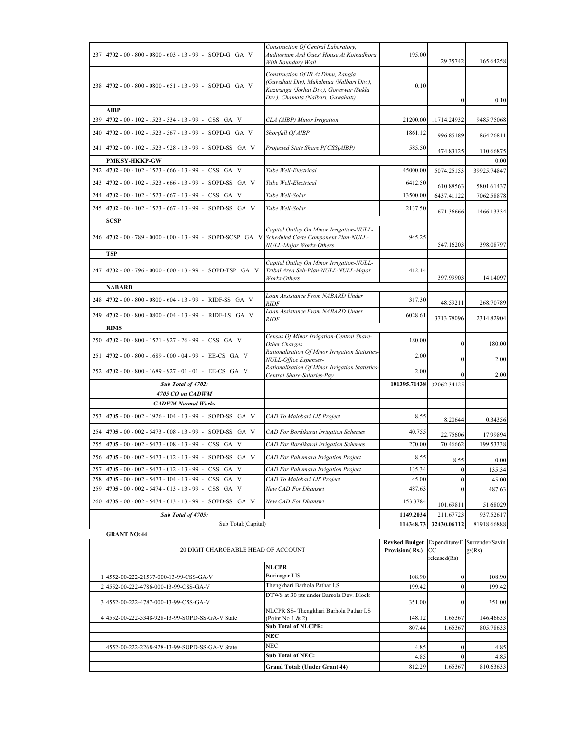| | | | | | |
|---|---|---|---|---|---|
| 237 | **4702** - 00 - 800 - 0800 - 603 - 13 - 99 - SOPD-G GA V | *Construction Of Central Laboratory, Auditorium And Guest House At Koinadhora With Boundary Wall* | 195.00 | 29.35742 | 165.64258 |
| 238 | **4702** - 00 - 800 - 0800 - 651 - 13 - 99 - SOPD-G GA V | *Construction Of IB At Dimu, Rangia (Guwahati Div), Mukalmua (Nalbari Div.), Kaziranga (Jorhat Div.), Goreswar (Sukla Div.), Chamata (Nalbari, Guwahati)* | 0.10 | 0 | 0.10 |
| | **AIBP** | | | | |
| 239 | **4702** - 00 - 102 - 1523 - 334 - 13 - 99 - CSS GA V | *CLA (AIBP) Minor Irrigation* | 21200.00 | 11714.24932 | 9485.75068 |
| 240 | **4702** - 00 - 102 - 1523 - 567 - 13 - 99 - SOPD-G GA V | *Shortfall Of AIBP* | 1861.12 | 996.85189 | 864.26811 |
| 241 | **4702** - 00 - 102 - 1523 - 928 - 13 - 99 - SOPD-SS GA V | *Projected State Share Pf CSS(AIBP)* | 585.50 | 474.83125 | 110.66875 |
| | **PMKSY-HKKP-GW** | | | | 0.00 |
| 242 | **4702** - 00 - 102 - 1523 - 666 - 13 - 99 - CSS GA V | *Tube Well-Electrical* | 45000.00 | 5074.25153 | 39925.74847 |
| 243 | **4702** - 00 - 102 - 1523 - 666 - 13 - 99 - SOPD-SS GA V | *Tube Well-Electrical* | 6412.50 | 610.88563 | 5801.61437 |
| 244 | **4702** - 00 - 102 - 1523 - 667 - 13 - 99 - CSS GA V | *Tube Well-Solar* | 13500.00 | 6437.41122 | 7062.58878 |
| 245 | **4702** - 00 - 102 - 1523 - 667 - 13 - 99 - SOPD-SS GA V | *Tube Well-Solar* | 2137.50 | 671.36666 | 1466.13334 |
| | **SCSP** | | | | |
| 246 | **4702** - 00 - 789 - 0000 - 000 - 13 - 99 - SOPD-SCSP GA V | *Capital Outlay On Minor Irrigation-NULL-Scheduled Caste Component Plan-NULL-NULL-Major Works-Others* | 945.25 | 547.16203 | 398.08797 |
| | **TSP** | | | | |
| 247 | **4702** - 00 - 796 - 0000 - 000 - 13 - 99 - SOPD-TSP GA V | *Capital Outlay On Minor Irrigation-NULL-Tribal Area Sub-Plan-NULL-NULL-Major Works-Others* | 412.14 | 397.99903 | 14.14097 |
| | **NABARD** | | | | |
| 248 | **4702** - 00 - 800 - 0800 - 604 - 13 - 99 - RIDF-SS GA V | *Loan Assistance From NABARD Under RIDF* | 317.30 | 48.59211 | 268.70789 |
| 249 | **4702** - 00 - 800 - 0800 - 604 - 13 - 99 - RIDF-LS GA V | *Loan Assistance From NABARD Under RIDF* | 6028.61 | 3713.78096 | 2314.82904 |
| | **RIMS** | | | | |
| 250 | **4702** - 00 - 800 - 1521 - 927 - 26 - 99 - CSS GA V | *Census Of Minor Irrigation-Central Share-Other Charges* | 180.00 | 0 | 180.00 |
| 251 | **4702** - 00 - 800 - 1689 - 000 - 04 - 99 - EE-CS GA V | *Rationalisation Of Minor Irrigation Statistics-NULL-Office Expenses-* | 2.00 | 0 | 2.00 |
| 252 | **4702** - 00 - 800 - 1689 - 927 - 01 - 01 - EE-CS GA V | *Rationalisation Of Minor Irrigation Statistics-Central Share-Salaries-Pay* | 2.00 | 0 | 2.00 |
| | ***Sub Total of 4702:*** | | **101395.71438** | 32062.34125 | |
| | ***4705 CO on CADWM*** | | | | |
| | ***CADWM Normal Works*** | | | | |
| 253 | **4705** - 00 - 002 - 1926 - 104 - 13 - 99 - SOPD-SS GA V | *CAD To Malobari LIS Project* | 8.55 | 8.20644 | 0.34356 |
| 254 | **4705** - 00 - 002 - 5473 - 008 - 13 - 99 - SOPD-SS GA V | *CAD For Bordikarai Irrigation Schemes* | 40.755 | 22.75606 | 17.99894 |
| 255 | **4705** - 00 - 002 - 5473 - 008 - 13 - 99 - CSS GA V | *CAD For Bordikarai Irrigation Schemes* | 270.00 | 70.46662 | 199.53338 |
| 256 | **4705** - 00 - 002 - 5473 - 012 - 13 - 99 - SOPD-SS GA V | *CAD For Pahumara Irrigation Project* | 8.55 | 8.55 | 0.00 |
| 257 | **4705** - 00 - 002 - 5473 - 012 - 13 - 99 - CSS GA V | *CAD For Pahumara Irrigation Project* | 135.34 | 0 | 135.34 |
| 258 | **4705** - 00 - 002 - 5473 - 104 - 13 - 99 - CSS GA V | *CAD To Malobari LIS Project* | 45.00 | 0 | 45.00 |
| 259 | **4705** - 00 - 002 - 5474 - 013 - 13 - 99 - CSS GA V | *New CAD For Dhansiri* | 487.63 | 0 | 487.63 |
| 260 | **4705** - 00 - 002 - 5474 - 013 - 13 - 99 - SOPD-SS GA V | *New CAD For Dhansiri* | 153.3784 | 101.69811 | 51.68029 |
| | ***Sub Total of 4705:*** | | **1149.2034** | 211.67723 | 937.52617 |
| | Sub Total:(Capital) | | **114348.73** | **32430.06112** | 81918.66888 |

**GRANT NO:44**

| | 20 DIGIT CHARGEABLE HEAD OF ACCOUNT | | Revised Budget Provision( Rs.) | Expenditure/FOC released(Rs) | Surrender/Savings(Rs) |
|---|---|---|---|---|---|
| | | **NLCPR** | | | |
| 1 | 4552-00-222-21537-000-13-99-CSS-GA-V | Burinagar LIS | 108.90 | 0 | 108.90 |
| 2 | 4552-00-222-4786-000-13-99-CSS-GA-V | Thengkhari Barhola Pathar I.S | 199.42 | 0 | 199.42 |
| 3 | 4552-00-222-4787-000-13-99-CSS-GA-V | DTWS at 30 pts under Barsola Dev. Block | 351.00 | 0 | 351.00 |
| 4 | 4552-00-222-5348-928-13-99-SOPD-SS-GA-V State | NLCPR SS- Thengkhari Barhola Pathar I.S (Point No 1 & 2) | 148.12 | 1.65367 | 146.46633 |
| | | **Sub Total of NLCPR:** | 807.44 | 1.65367 | 805.78633 |
| | | **NEC** | | | |
| | 4552-00-222-2268-928-13-99-SOPD-SS-GA-V State | NEC | 4.85 | 0 | 4.85 |
| | | **Sub Total of NEC:** | 4.85 | 0 | 4.85 |
| | | **Grand Total: (Under Grant 44)** | 812.29 | 1.65367 | 810.63633 |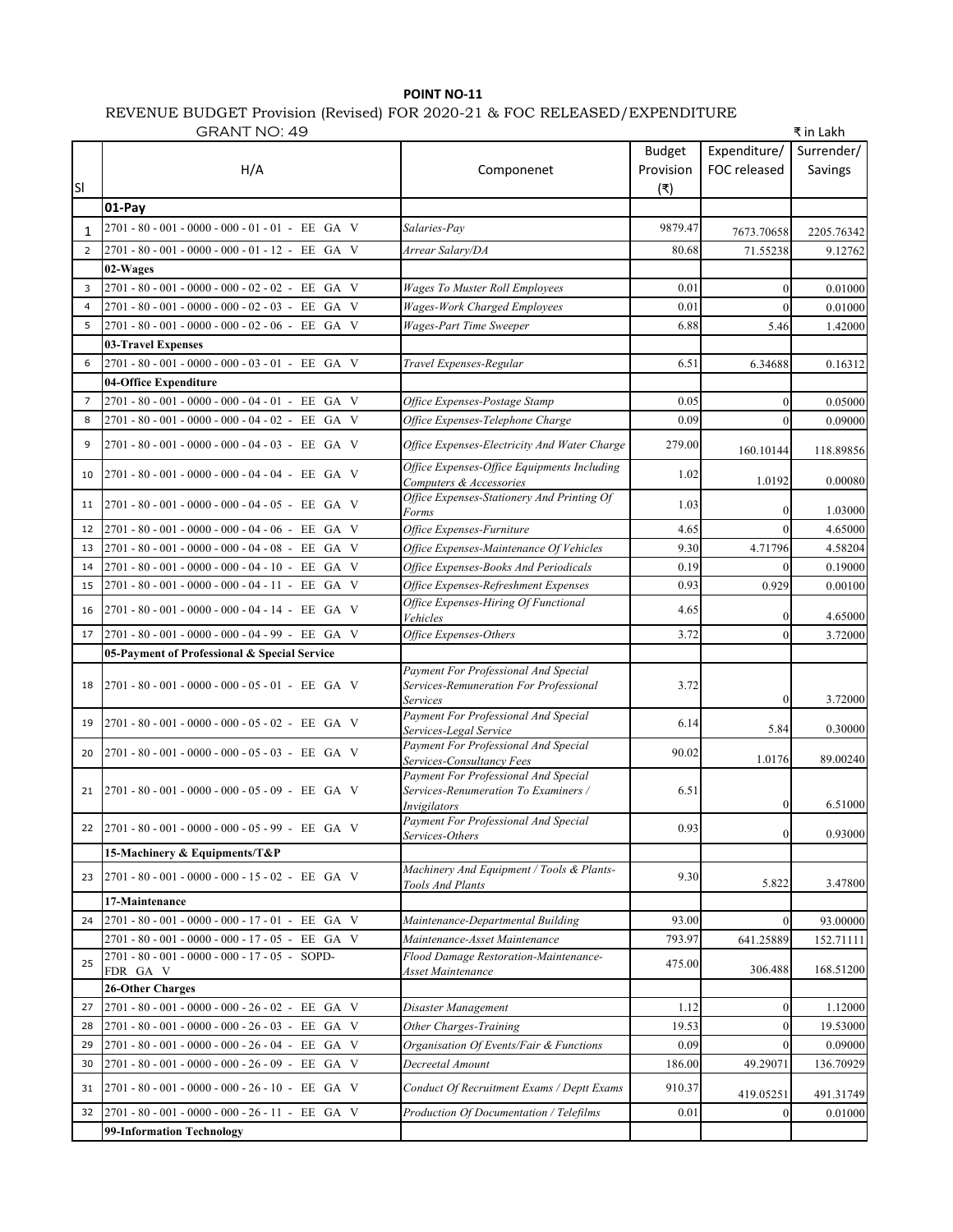**POINT NO-11**

REVENUE BUDGET Provision (Revised) FOR 2020-21 & FOC RELEASED/EXPENDITURE

GRANT NO: 49 ₹ in Lakh

| Sl | H/A | Componenet | Budget Provision (₹) | Expenditure/ FOC released | Surrender/ Savings |
|---|---|---|---|---|---|
| | **01-Pay** | | | | |
| 1 | 2701 - 80 - 001 - 0000 - 000 - 01 - 01 - EE GA V | *Salaries-Pay* | 9879.47 | 7673.70658 | 2205.76342 |
| 2 | 2701 - 80 - 001 - 0000 - 000 - 01 - 12 - EE GA V | *Arrear Salary/DA* | 80.68 | 71.55238 | 9.12762 |
| | **02-Wages** | | | | |
| 3 | 2701 - 80 - 001 - 0000 - 000 - 02 - 02 - EE GA V | *Wages To Muster Roll Employees* | 0.01 | 0 | 0.01000 |
| 4 | 2701 - 80 - 001 - 0000 - 000 - 02 - 03 - EE GA V | *Wages-Work Charged Employees* | 0.01 | 0 | 0.01000 |
| 5 | 2701 - 80 - 001 - 0000 - 000 - 02 - 06 - EE GA V | *Wages-Part Time Sweeper* | 6.88 | 5.46 | 1.42000 |
| | **03-Travel Expenses** | | | | |
| 6 | 2701 - 80 - 001 - 0000 - 000 - 03 - 01 - EE GA V | *Travel Expenses-Regular* | 6.51 | 6.34688 | 0.16312 |
| | **04-Office Expenditure** | | | | |
| 7 | 2701 - 80 - 001 - 0000 - 000 - 04 - 01 - EE GA V | *Office Expenses-Postage Stamp* | 0.05 | 0 | 0.05000 |
| 8 | 2701 - 80 - 001 - 0000 - 000 - 04 - 02 - EE GA V | *Office Expenses-Telephone Charge* | 0.09 | 0 | 0.09000 |
| 9 | 2701 - 80 - 001 - 0000 - 000 - 04 - 03 - EE GA V | *Office Expenses-Electricity And Water Charge* | 279.00 | 160.10144 | 118.89856 |
| 10 | 2701 - 80 - 001 - 0000 - 000 - 04 - 04 - EE GA V | *Office Expenses-Office Equipments Including Computers & Accessories* | 1.02 | 1.0192 | 0.00080 |
| 11 | 2701 - 80 - 001 - 0000 - 000 - 04 - 05 - EE GA V | *Office Expenses-Stationery And Printing Of Forms* | 1.03 | 0 | 1.03000 |
| 12 | 2701 - 80 - 001 - 0000 - 000 - 04 - 06 - EE GA V | *Office Expenses-Furniture* | 4.65 | 0 | 4.65000 |
| 13 | 2701 - 80 - 001 - 0000 - 000 - 04 - 08 - EE GA V | *Office Expenses-Maintenance Of Vehicles* | 9.30 | 4.71796 | 4.58204 |
| 14 | 2701 - 80 - 001 - 0000 - 000 - 04 - 10 - EE GA V | *Office Expenses-Books And Periodicals* | 0.19 | 0 | 0.19000 |
| 15 | 2701 - 80 - 001 - 0000 - 000 - 04 - 11 - EE GA V | *Office Expenses-Refreshment Expenses* | 0.93 | 0.929 | 0.00100 |
| 16 | 2701 - 80 - 001 - 0000 - 000 - 04 - 14 - EE GA V | *Office Expenses-Hiring Of Functional Vehicles* | 4.65 | 0 | 4.65000 |
| 17 | 2701 - 80 - 001 - 0000 - 000 - 04 - 99 - EE GA V | *Office Expenses-Others* | 3.72 | 0 | 3.72000 |
| | **05-Payment of Professional & Special Service** | | | | |
| 18 | 2701 - 80 - 001 - 0000 - 000 - 05 - 01 - EE GA V | *Payment For Professional And Special Services-Remuneration For Professional Services* | 3.72 | 0 | 3.72000 |
| 19 | 2701 - 80 - 001 - 0000 - 000 - 05 - 02 - EE GA V | *Payment For Professional And Special Services-Legal Service* | 6.14 | 5.84 | 0.30000 |
| 20 | 2701 - 80 - 001 - 0000 - 000 - 05 - 03 - EE GA V | *Payment For Professional And Special Services-Consultancy Fees* | 90.02 | 1.0176 | 89.00240 |
| 21 | 2701 - 80 - 001 - 0000 - 000 - 05 - 09 - EE GA V | *Payment For Professional And Special Services-Renumeration To Examiners / Invigilators* | 6.51 | 0 | 6.51000 |
| 22 | 2701 - 80 - 001 - 0000 - 000 - 05 - 99 - EE GA V | *Payment For Professional And Special Services-Others* | 0.93 | 0 | 0.93000 |
| | **15-Machinery & Equipments/T&P** | | | | |
| 23 | 2701 - 80 - 001 - 0000 - 000 - 15 - 02 - EE GA V | *Machinery And Equipment / Tools & Plants-Tools And Plants* | 9.30 | 5.822 | 3.47800 |
| | **17-Maintenance** | | | | |
| 24 | 2701 - 80 - 001 - 0000 - 000 - 17 - 01 - EE GA V | *Maintenance-Departmental Building* | 93.00 | 0 | 93.00000 |
| 25 | 2701 - 80 - 001 - 0000 - 000 - 17 - 05 - EE GA V | *Maintenance-Asset Maintenance* | 793.97 | 641.25889 | 152.71111 |
| | 2701 - 80 - 001 - 0000 - 000 - 17 - 05 - SOPD-FDR GA V | *Flood Damage Restoration-Maintenance-Asset Maintenance* | 475.00 | 306.488 | 168.51200 |
| | **26-Other Charges** | | | | |
| 27 | 2701 - 80 - 001 - 0000 - 000 - 26 - 02 - EE GA V | *Disaster Management* | 1.12 | 0 | 1.12000 |
| 28 | 2701 - 80 - 001 - 0000 - 000 - 26 - 03 - EE GA V | *Other Charges-Training* | 19.53 | 0 | 19.53000 |
| 29 | 2701 - 80 - 001 - 0000 - 000 - 26 - 04 - EE GA V | *Organisation Of Events/Fair & Functions* | 0.09 | 0 | 0.09000 |
| 30 | 2701 - 80 - 001 - 0000 - 000 - 26 - 09 - EE GA V | *Decreetal Amount* | 186.00 | 49.29071 | 136.70929 |
| 31 | 2701 - 80 - 001 - 0000 - 000 - 26 - 10 - EE GA V | *Conduct Of Recruitment Exams / Deptt Exams* | 910.37 | 419.05251 | 491.31749 |
| 32 | 2701 - 80 - 001 - 0000 - 000 - 26 - 11 - EE GA V | *Production Of Documentation / Telefilms* | 0.01 | 0 | 0.01000 |
| | **99-Information Technology** | | | | |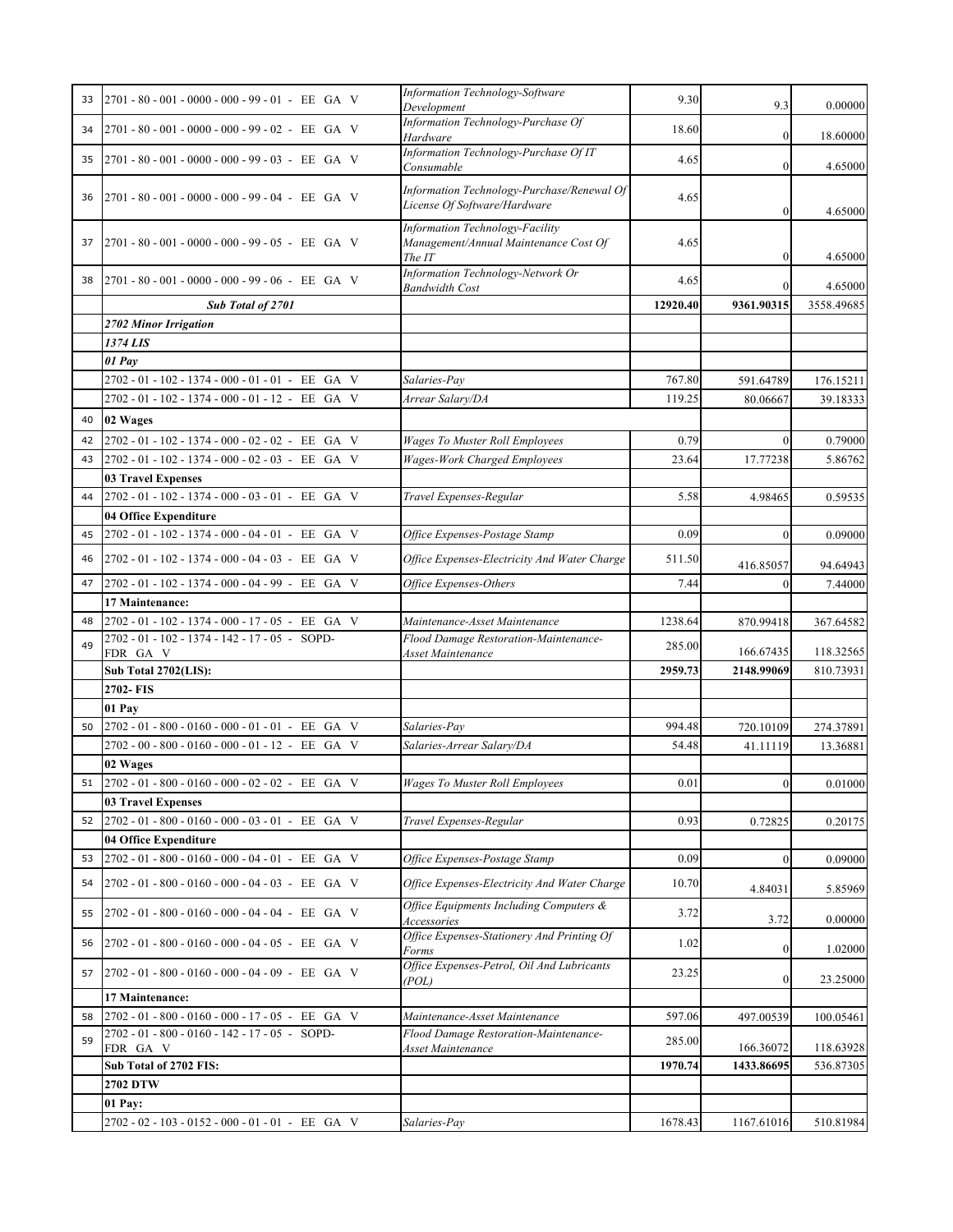| | | | | | |
|---|---|---|---|---|---|
| 33 | 2701 - 80 - 001 - 0000 - 000 - 99 - 01 - EE GA V | *Information Technology-Software Development* | 9.30 | 9.3 | 0.00000 |
| 34 | 2701 - 80 - 001 - 0000 - 000 - 99 - 02 - EE GA V | *Information Technology-Purchase Of Hardware* | 18.60 | 0 | 18.60000 |
| 35 | 2701 - 80 - 001 - 0000 - 000 - 99 - 03 - EE GA V | *Information Technology-Purchase Of IT Consumable* | 4.65 | 0 | 4.65000 |
| 36 | 2701 - 80 - 001 - 0000 - 000 - 99 - 04 - EE GA V | *Information Technology-Purchase/Renewal Of License Of Software/Hardware* | 4.65 | 0 | 4.65000 |
| 37 | 2701 - 80 - 001 - 0000 - 000 - 99 - 05 - EE GA V | *Information Technology-Facility Management/Annual Maintenance Cost Of The IT* | 4.65 | 0 | 4.65000 |
| 38 | 2701 - 80 - 001 - 0000 - 000 - 99 - 06 - EE GA V | *Information Technology-Network Or Bandwidth Cost* | 4.65 | 0 | 4.65000 |
| | ***Sub Total of 2701*** | | **12920.40** | **9361.90315** | 3558.49685 |
| | ***2702 Minor Irrigation*** | | | | |
| | ***1374 LIS*** | | | | |
| | ***01 Pay*** | | | | |
| | 2702 - 01 - 102 - 1374 - 000 - 01 - 01 - EE GA V | *Salaries-Pay* | 767.80 | 591.64789 | 176.15211 |
| | 2702 - 01 - 102 - 1374 - 000 - 01 - 12 - EE GA V | *Arrear Salary/DA* | 119.25 | 80.06667 | 39.18333 |
| 40 | **02 Wages** | | | | |
| 42 | 2702 - 01 - 102 - 1374 - 000 - 02 - 02 - EE GA V | *Wages To Muster Roll Employees* | 0.79 | 0 | 0.79000 |
| 43 | 2702 - 01 - 102 - 1374 - 000 - 02 - 03 - EE GA V | *Wages-Work Charged Employees* | 23.64 | 17.77238 | 5.86762 |
| | **03 Travel Expenses** | | | | |
| 44 | 2702 - 01 - 102 - 1374 - 000 - 03 - 01 - EE GA V | *Travel Expenses-Regular* | 5.58 | 4.98465 | 0.59535 |
| | **04 Office Expenditure** | | | | |
| 45 | 2702 - 01 - 102 - 1374 - 000 - 04 - 01 - EE GA V | *Office Expenses-Postage Stamp* | 0.09 | 0 | 0.09000 |
| 46 | 2702 - 01 - 102 - 1374 - 000 - 04 - 03 - EE GA V | *Office Expenses-Electricity And Water Charge* | 511.50 | 416.85057 | 94.64943 |
| 47 | 2702 - 01 - 102 - 1374 - 000 - 04 - 99 - EE GA V | *Office Expenses-Others* | 7.44 | 0 | 7.44000 |
| | **17 Maintenance:** | | | | |
| 48 | 2702 - 01 - 102 - 1374 - 000 - 17 - 05 - EE GA V | *Maintenance-Asset Maintenance* | 1238.64 | 870.99418 | 367.64582 |
| 49 | 2702 - 01 - 102 - 1374 - 142 - 17 - 05 - SOPD-FDR GA V | *Flood Damage Restoration-Maintenance-Asset Maintenance* | 285.00 | 166.67435 | 118.32565 |
| | **Sub Total 2702(LIS):** | | **2959.73** | **2148.99069** | 810.73931 |
| | **2702- FIS** | | | | |
| | **01 Pay** | | | | |
| 50 | 2702 - 01 - 800 - 0160 - 000 - 01 - 01 - EE GA V | *Salaries-Pay* | 994.48 | 720.10109 | 274.37891 |
| | 2702 - 00 - 800 - 0160 - 000 - 01 - 12 - EE GA V | *Salaries-Arrear Salary/DA* | 54.48 | 41.11119 | 13.36881 |
| | **02 Wages** | | | | |
| 51 | 2702 - 01 - 800 - 0160 - 000 - 02 - 02 - EE GA V | *Wages To Muster Roll Employees* | 0.01 | 0 | 0.01000 |
| | **03 Travel Expenses** | | | | |
| 52 | 2702 - 01 - 800 - 0160 - 000 - 03 - 01 - EE GA V | *Travel Expenses-Regular* | 0.93 | 0.72825 | 0.20175 |
| | **04 Office Expenditure** | | | | |
| 53 | 2702 - 01 - 800 - 0160 - 000 - 04 - 01 - EE GA V | *Office Expenses-Postage Stamp* | 0.09 | 0 | 0.09000 |
| 54 | 2702 - 01 - 800 - 0160 - 000 - 04 - 03 - EE GA V | *Office Expenses-Electricity And Water Charge* | 10.70 | 4.84031 | 5.85969 |
| 55 | 2702 - 01 - 800 - 0160 - 000 - 04 - 04 - EE GA V | *Office Equipments Including Computers & Accessories* | 3.72 | 3.72 | 0.00000 |
| 56 | 2702 - 01 - 800 - 0160 - 000 - 04 - 05 - EE GA V | *Office Expenses-Stationery And Printing Of Forms* | 1.02 | 0 | 1.02000 |
| 57 | 2702 - 01 - 800 - 0160 - 000 - 04 - 09 - EE GA V | *Office Expenses-Petrol, Oil And Lubricants (POL)* | 23.25 | 0 | 23.25000 |
| | **17 Maintenance:** | | | | |
| 58 | 2702 - 01 - 800 - 0160 - 000 - 17 - 05 - EE GA V | *Maintenance-Asset Maintenance* | 597.06 | 497.00539 | 100.05461 |
| 59 | 2702 - 01 - 800 - 0160 - 142 - 17 - 05 - SOPD-FDR GA V | *Flood Damage Restoration-Maintenance-Asset Maintenance* | 285.00 | 166.36072 | 118.63928 |
| | **Sub Total of 2702 FIS:** | | **1970.74** | **1433.86695** | 536.87305 |
| | **2702 DTW** | | | | |
| | **01 Pay:** | | | | |
| | 2702 - 02 - 103 - 0152 - 000 - 01 - 01 - EE GA V | *Salaries-Pay* | 1678.43 | 1167.61016 | 510.81984 |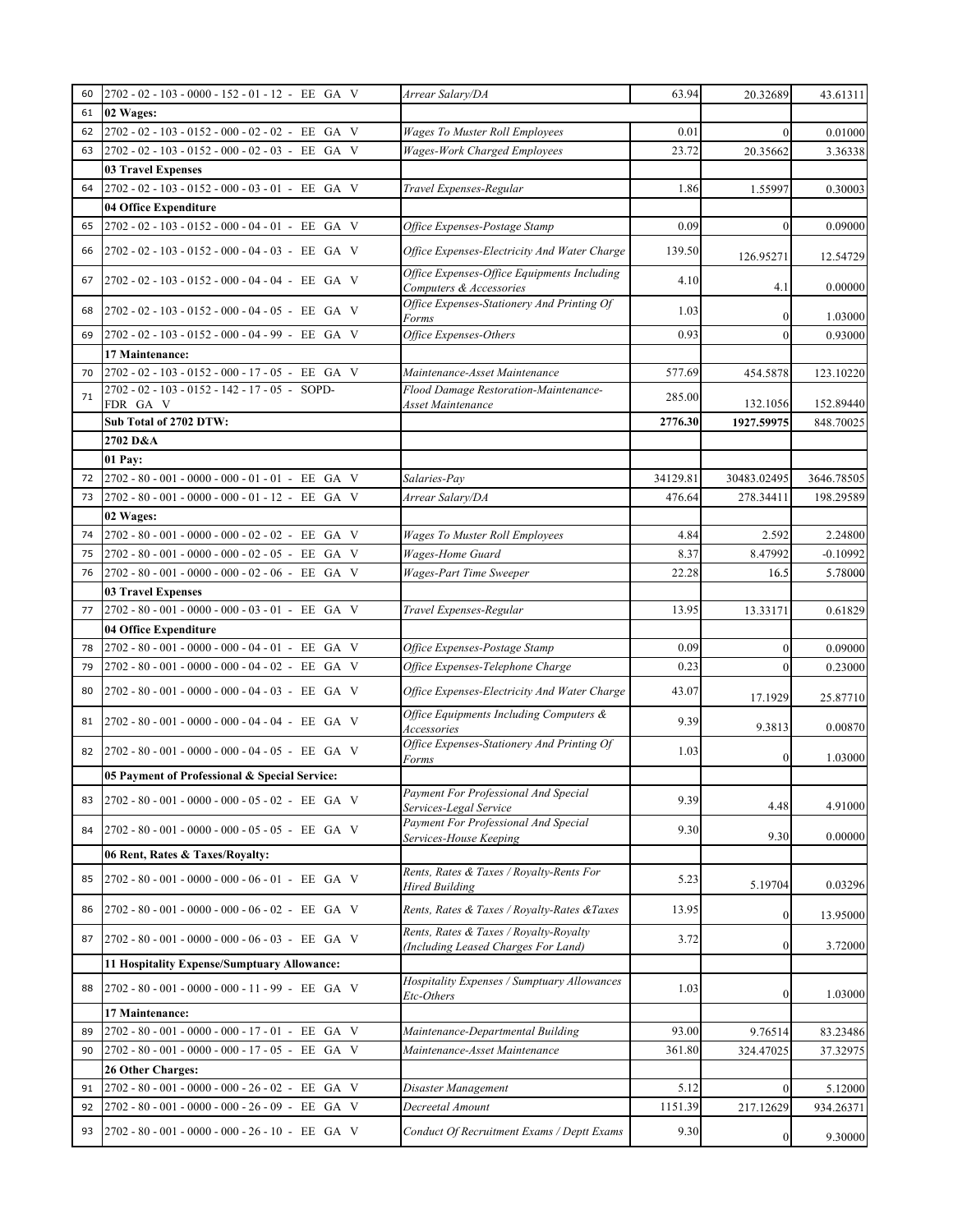| 60 | 2702 - 02 - 103 - 0000 - 152 - 01 - 12 - EE GA V | Arrear Salary/DA | 63.94 | 20.32689 | 43.61311 |
|---|---|---|---|---|---|
| 61 | **02 Wages:** | | | | |
| 62 | 2702 - 02 - 103 - 0152 - 000 - 02 - 02 - EE GA V | *Wages To Muster Roll Employees* | 0.01 | 0 | 0.01000 |
| 63 | 2702 - 02 - 103 - 0152 - 000 - 02 - 03 - EE GA V | *Wages-Work Charged Employees* | 23.72 | 20.35662 | 3.36338 |
| | **03 Travel Expenses** | | | | |
| 64 | 2702 - 02 - 103 - 0152 - 000 - 03 - 01 - EE GA V | *Travel Expenses-Regular* | 1.86 | 1.55997 | 0.30003 |
| | **04 Office Expenditure** | | | | |
| 65 | 2702 - 02 - 103 - 0152 - 000 - 04 - 01 - EE GA V | *Office Expenses-Postage Stamp* | 0.09 | 0 | 0.09000 |
| 66 | 2702 - 02 - 103 - 0152 - 000 - 04 - 03 - EE GA V | *Office Expenses-Electricity And Water Charge* | 139.50 | 126.95271 | 12.54729 |
| 67 | 2702 - 02 - 103 - 0152 - 000 - 04 - 04 - EE GA V | *Office Expenses-Office Equipments Including Computers & Accessories* | 4.10 | 4.1 | 0.00000 |
| 68 | 2702 - 02 - 103 - 0152 - 000 - 04 - 05 - EE GA V | *Office Expenses-Stationery And Printing Of Forms* | 1.03 | 0 | 1.03000 |
| 69 | 2702 - 02 - 103 - 0152 - 000 - 04 - 99 - EE GA V | *Office Expenses-Others* | 0.93 | 0 | 0.93000 |
| | **17 Maintenance:** | | | | |
| 70 | 2702 - 02 - 103 - 0152 - 000 - 17 - 05 - EE GA V | *Maintenance-Asset Maintenance* | 577.69 | 454.5878 | 123.10220 |
| 71 | 2702 - 02 - 103 - 0152 - 142 - 17 - 05 - SOPD-FDR GA V | *Flood Damage Restoration-Maintenance-Asset Maintenance* | 285.00 | 132.1056 | 152.89440 |
| | **Sub Total of 2702 DTW:** | | **2776.30** | **1927.59975** | 848.70025 |
| | **2702 D&A** | | | | |
| | **01 Pay:** | | | | |
| 72 | 2702 - 80 - 001 - 0000 - 000 - 01 - 01 - EE GA V | *Salaries-Pay* | 34129.81 | 30483.02495 | 3646.78505 |
| 73 | 2702 - 80 - 001 - 0000 - 000 - 01 - 12 - EE GA V | *Arrear Salary/DA* | 476.64 | 278.34411 | 198.29589 |
| | **02 Wages:** | | | | |
| 74 | 2702 - 80 - 001 - 0000 - 000 - 02 - 02 - EE GA V | *Wages To Muster Roll Employees* | 4.84 | 2.592 | 2.24800 |
| 75 | 2702 - 80 - 001 - 0000 - 000 - 02 - 05 - EE GA V | *Wages-Home Guard* | 8.37 | 8.47992 | -0.10992 |
| 76 | 2702 - 80 - 001 - 0000 - 000 - 02 - 06 - EE GA V | *Wages-Part Time Sweeper* | 22.28 | 16.5 | 5.78000 |
| | **03 Travel Expenses** | | | | |
| 77 | 2702 - 80 - 001 - 0000 - 000 - 03 - 01 - EE GA V | *Travel Expenses-Regular* | 13.95 | 13.33171 | 0.61829 |
| | **04 Office Expenditure** | | | | |
| 78 | 2702 - 80 - 001 - 0000 - 000 - 04 - 01 - EE GA V | *Office Expenses-Postage Stamp* | 0.09 | 0 | 0.09000 |
| 79 | 2702 - 80 - 001 - 0000 - 000 - 04 - 02 - EE GA V | *Office Expenses-Telephone Charge* | 0.23 | 0 | 0.23000 |
| 80 | 2702 - 80 - 001 - 0000 - 000 - 04 - 03 - EE GA V | *Office Expenses-Electricity And Water Charge* | 43.07 | 17.1929 | 25.87710 |
| 81 | 2702 - 80 - 001 - 0000 - 000 - 04 - 04 - EE GA V | *Office Equipments Including Computers & Accessories* | 9.39 | 9.3813 | 0.00870 |
| 82 | 2702 - 80 - 001 - 0000 - 000 - 04 - 05 - EE GA V | *Office Expenses-Stationery And Printing Of Forms* | 1.03 | 0 | 1.03000 |
| | **05 Payment of Professional & Special Service:** | | | | |
| 83 | 2702 - 80 - 001 - 0000 - 000 - 05 - 02 - EE GA V | *Payment For Professional And Special Services-Legal Service* | 9.39 | 4.48 | 4.91000 |
| 84 | 2702 - 80 - 001 - 0000 - 000 - 05 - 05 - EE GA V | *Payment For Professional And Special Services-House Keeping* | 9.30 | 9.30 | 0.00000 |
| | **06 Rent, Rates & Taxes/Royalty:** | | | | |
| 85 | 2702 - 80 - 001 - 0000 - 000 - 06 - 01 - EE GA V | *Rents, Rates & Taxes / Royalty-Rents For Hired Building* | 5.23 | 5.19704 | 0.03296 |
| 86 | 2702 - 80 - 001 - 0000 - 000 - 06 - 02 - EE GA V | *Rents, Rates & Taxes / Royalty-Rates &Taxes* | 13.95 | 0 | 13.95000 |
| 87 | 2702 - 80 - 001 - 0000 - 000 - 06 - 03 - EE GA V | *Rents, Rates & Taxes / Royalty-Royalty (Including Leased Charges For Land)* | 3.72 | 0 | 3.72000 |
| | **11 Hospitality Expense/Sumptuary Allowance:** | | | | |
| 88 | 2702 - 80 - 001 - 0000 - 000 - 11 - 99 - EE GA V | *Hospitality Expenses / Sumptuary Allowances Etc-Others* | 1.03 | 0 | 1.03000 |
| | **17 Maintenance:** | | | | |
| 89 | 2702 - 80 - 001 - 0000 - 000 - 17 - 01 - EE GA V | *Maintenance-Departmental Building* | 93.00 | 9.76514 | 83.23486 |
| 90 | 2702 - 80 - 001 - 0000 - 000 - 17 - 05 - EE GA V | *Maintenance-Asset Maintenance* | 361.80 | 324.47025 | 37.32975 |
| | **26 Other Charges:** | | | | |
| 91 | 2702 - 80 - 001 - 0000 - 000 - 26 - 02 - EE GA V | *Disaster Management* | 5.12 | 0 | 5.12000 |
| 92 | 2702 - 80 - 001 - 0000 - 000 - 26 - 09 - EE GA V | *Decreetal Amount* | 1151.39 | 217.12629 | 934.26371 |
| 93 | 2702 - 80 - 001 - 0000 - 000 - 26 - 10 - EE GA V | *Conduct Of Recruitment Exams / Deptt Exams* | 9.30 | 0 | 9.30000 |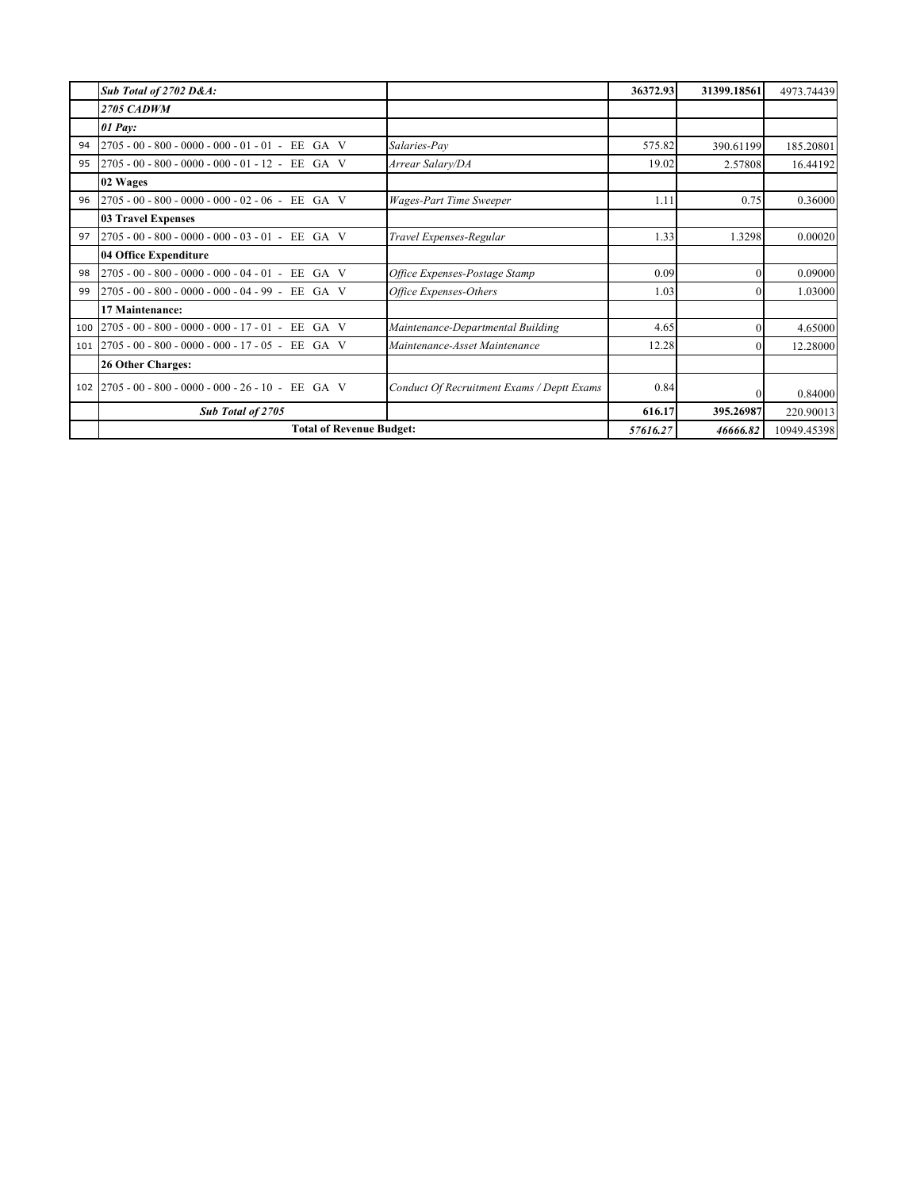| | | | | | |
|---|---|---|---|---|---|
| | ***Sub Total of 2702 D&A:*** | | **36372.93** | **31399.18561** | 4973.74439 |
| | ***2705 CADWM*** | | | | |
| | ***01 Pay:*** | | | | |
| 94 | 2705 - 00 - 800 - 0000 - 000 - 01 - 01 - EE GA V | *Salaries-Pay* | 575.82 | 390.61199 | 185.20801 |
| 95 | 2705 - 00 - 800 - 0000 - 000 - 01 - 12 - EE GA V | *Arrear Salary/DA* | 19.02 | 2.57808 | 16.44192 |
| | **02 Wages** | | | | |
| 96 | 2705 - 00 - 800 - 0000 - 000 - 02 - 06 - EE GA V | *Wages-Part Time Sweeper* | 1.11 | 0.75 | 0.36000 |
| | **03 Travel Expenses** | | | | |
| 97 | 2705 - 00 - 800 - 0000 - 000 - 03 - 01 - EE GA V | *Travel Expenses-Regular* | 1.33 | 1.3298 | 0.00020 |
| | **04 Office Expenditure** | | | | |
| 98 | 2705 - 00 - 800 - 0000 - 000 - 04 - 01 - EE GA V | *Office Expenses-Postage Stamp* | 0.09 | 0 | 0.09000 |
| 99 | 2705 - 00 - 800 - 0000 - 000 - 04 - 99 - EE GA V | *Office Expenses-Others* | 1.03 | 0 | 1.03000 |
| | **17 Maintenance:** | | | | |
| 100 | 2705 - 00 - 800 - 0000 - 000 - 17 - 01 - EE GA V | *Maintenance-Departmental Building* | 4.65 | 0 | 4.65000 |
| 101 | 2705 - 00 - 800 - 0000 - 000 - 17 - 05 - EE GA V | *Maintenance-Asset Maintenance* | 12.28 | 0 | 12.28000 |
| | **26 Other Charges:** | | | | |
| 102 | 2705 - 00 - 800 - 0000 - 000 - 26 - 10 - EE GA V | *Conduct Of Recruitment Exams / Deptt Exams* | 0.84 | 0 | 0.84000 |
| | ***Sub Total of 2705*** | | **616.17** | **395.26987** | 220.90013 |
| | **Total of Revenue Budget:** | | ***57616.27*** | ***46666.82*** | 10949.45398 |